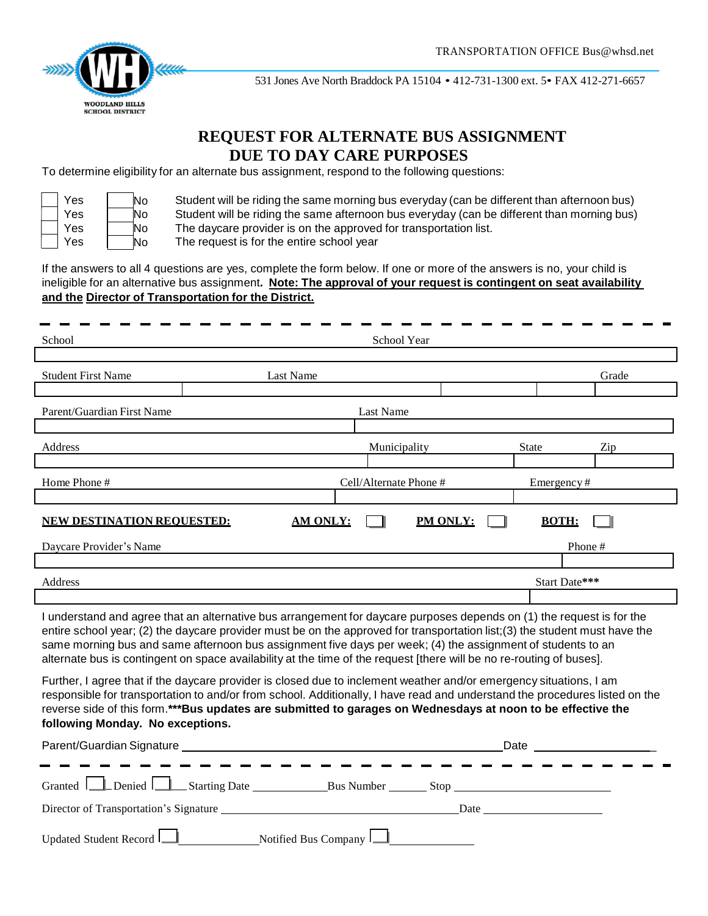WOODLAND HILLS SCHOOL DISTRICT

TRANSPORTATION OFFICE Bus@whsd.net

531 Jones Ave North Braddock PA 15104 • 412-731-1300 ext. 5• FAX 412-271-6657

# REQUEST FOR ALTERNATE BUS ASSIGNMENT DUE TO DAY CARE PURPOSES

To determine eligibility for an alternate bus assignment, respond to the following questions:

| Yes | No | |
|---|---|---|
| ☐ Yes | ☐ No | Student will be riding the same morning bus everyday (can be different than afternoon bus) |
| ☐ Yes | ☐ No | Student will be riding the same afternoon bus everyday (can be different than morning bus) |
| ☐ Yes | ☐ No | The daycare provider is on the approved for transportation list. |
| ☐ Yes | ☐ No | The request is for the entire school year |

If the answers to all 4 questions are yes, complete the form below. If one or more of the answers is no, your child is ineligible for an alternative bus assignment. **Note: The approval of your request is contingent on seat availability and the Director of Transportation for the District.**

---

School ____________________ School Year ____________________

Student First Name ____________________ Last Name ____________________ Grade __________

Parent/Guardian First Name ____________________ Last Name ____________________

Address ____________________ Municipality ____________________ State __________ Zip __________

Home Phone # ____________________ Cell/Alternate Phone # ____________________ Emergency # ____________________

**NEW DESTINATION REQUESTED:** **AM ONLY:** ☐ **PM ONLY:** ☐ **BOTH:** ☐

Daycare Provider's Name ____________________ Phone # ____________________

Address ____________________ Start Date*** ____________________

I understand and agree that an alternative bus arrangement for daycare purposes depends on (1) the request is for the entire school year; (2) the daycare provider must be on the approved for transportation list;(3) the student must have the same morning bus and same afternoon bus assignment five days per week; (4) the assignment of students to an alternate bus is contingent on space availability at the time of the request [there will be no re-routing of buses].

Further, I agree that if the daycare provider is closed due to inclement weather and/or emergency situations, I am responsible for transportation to and/or from school. Additionally, I have read and understand the procedures listed on the reverse side of this form.*****Bus updates are submitted to garages on Wednesdays at noon to be effective the following Monday. No exceptions.**

Parent/Guardian Signature ______________________________ Date ____________________

---

Granted ☐ Denied ☐ Starting Date __________ Bus Number __________ Stop ____________________

Director of Transportation's Signature ______________________________ Date ____________________

Updated Student Record ☐ __________ Notified Bus Company ☐ __________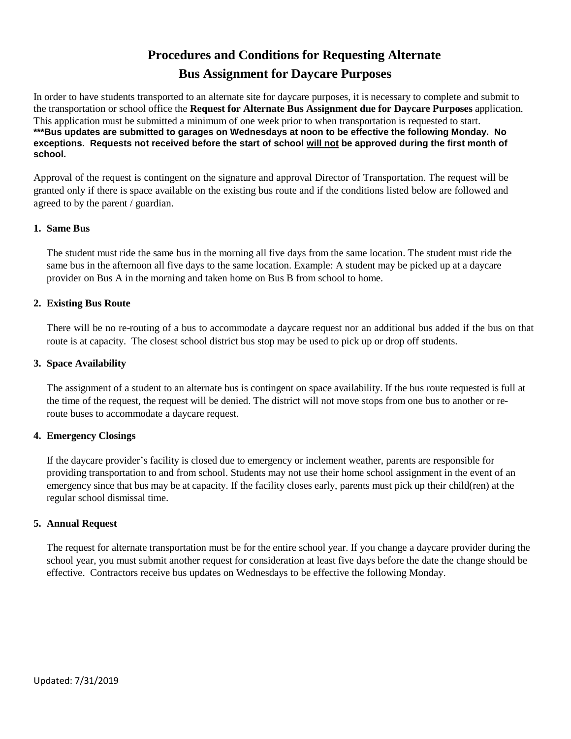# Procedures and Conditions for Requesting Alternate Bus Assignment for Daycare Purposes

In order to have students transported to an alternate site for daycare purposes, it is necessary to complete and submit to the transportation or school office the **Request for Alternate Bus Assignment due for Daycare Purposes** application. This application must be submitted a minimum of one week prior to when transportation is requested to start.
**\*\*\*Bus updates are submitted to garages on Wednesdays at noon to be effective the following Monday. No exceptions. Requests not received before the start of school <u>will not</u> be approved during the first month of school.**

Approval of the request is contingent on the signature and approval Director of Transportation. The request will be granted only if there is space available on the existing bus route and if the conditions listed below are followed and agreed to by the parent / guardian.

**1. Same Bus**

The student must ride the same bus in the morning all five days from the same location. The student must ride the same bus in the afternoon all five days to the same location. Example: A student may be picked up at a daycare provider on Bus A in the morning and taken home on Bus B from school to home.

**2. Existing Bus Route**

There will be no re-routing of a bus to accommodate a daycare request nor an additional bus added if the bus on that route is at capacity. The closest school district bus stop may be used to pick up or drop off students.

**3. Space Availability**

The assignment of a student to an alternate bus is contingent on space availability. If the bus route requested is full at the time of the request, the request will be denied. The district will not move stops from one bus to another or re-route buses to accommodate a daycare request.

**4. Emergency Closings**

If the daycare provider's facility is closed due to emergency or inclement weather, parents are responsible for providing transportation to and from school. Students may not use their home school assignment in the event of an emergency since that bus may be at capacity. If the facility closes early, parents must pick up their child(ren) at the regular school dismissal time.

**5. Annual Request**

The request for alternate transportation must be for the entire school year. If you change a daycare provider during the school year, you must submit another request for consideration at least five days before the date the change should be effective. Contractors receive bus updates on Wednesdays to be effective the following Monday.

Updated: 7/31/2019